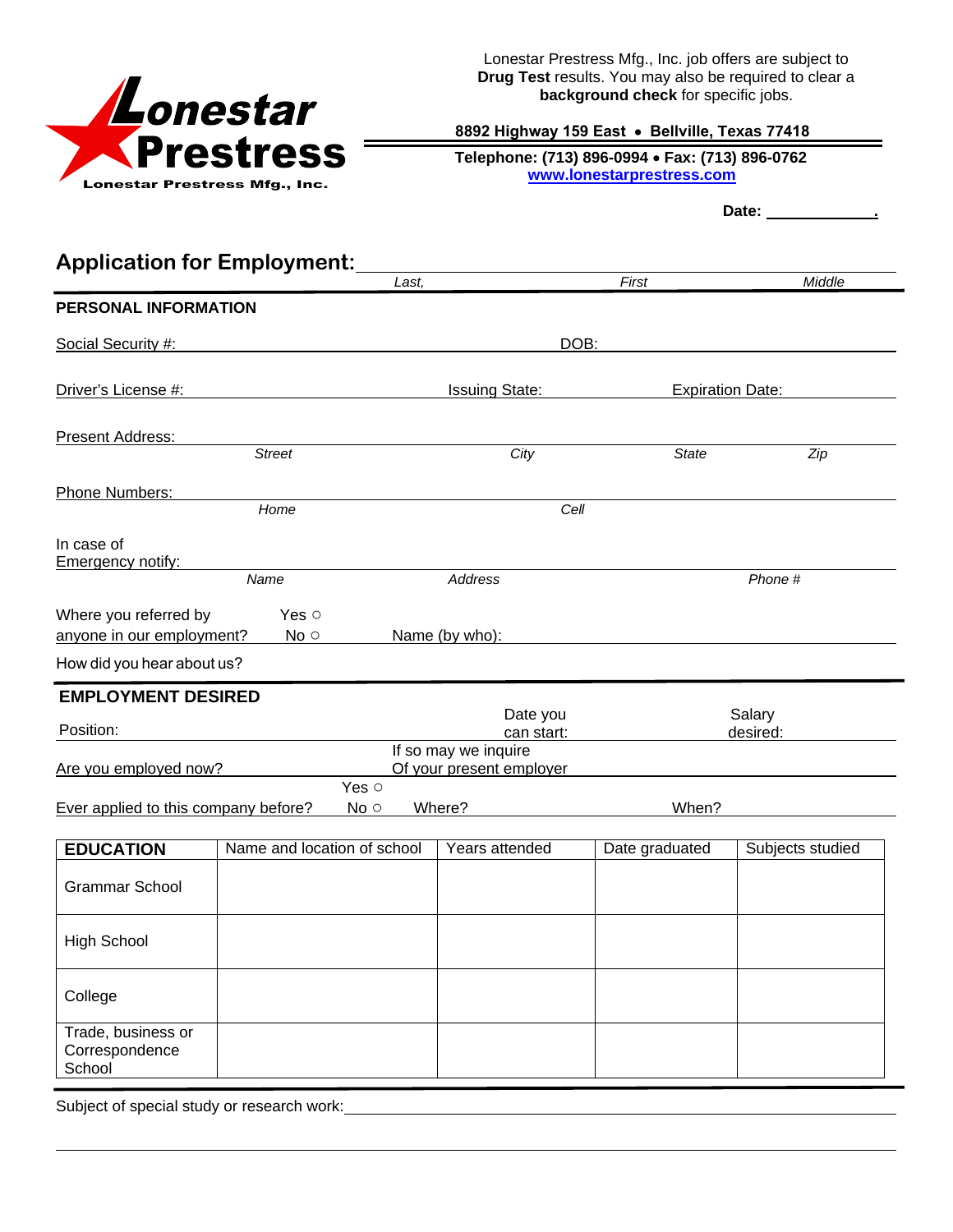**Lonestar Prestress**
Lonestar Prestress Mfg., Inc.

Lonestar Prestress Mfg., Inc. job offers are subject to **Drug Test** results. You may also be required to clear a **background check** for specific jobs.

**8892 Highway 159 East • Bellville, Texas 77418**

**Telephone: (713) 896-0994 • Fax: (713) 896-0762**
**www.lonestarprestress.com**

**Date: ____________.**

## Application for Employment: ________________________________

*Last,* *First* *Middle*

### PERSONAL INFORMATION

Social Security #: ______________________ DOB: ______________________

Driver's License #: ______________ Issuing State: ______________ Expiration Date: ______________

Present Address: ________________________________________________
*Street* *City* *State* *Zip*

Phone Numbers: ________________________________________________
*Home* *Cell*

In case of Emergency notify: ________________________________________________
*Name* *Address* *Phone #*

Where you referred by anyone in our employment? Yes ○ No ○ Name (by who): ______________________

How did you hear about us?

### EMPLOYMENT DESIRED

Position: ______________ Date you can start: ______________ Salary desired: ______________

Are you employed now? ______________ If so may we inquire Of your present employer ______________

Ever applied to this company before? Yes ○ No ○ Where? ______________ When? ______________

| EDUCATION | Name and location of school | Years attended | Date graduated | Subjects studied |
|---|---|---|---|---|
| Grammar School | | | | |
| High School | | | | |
| College | | | | |
| Trade, business or Correspondence School | | | | |

Subject of special study or research work: ________________________________________________

________________________________________________________________________________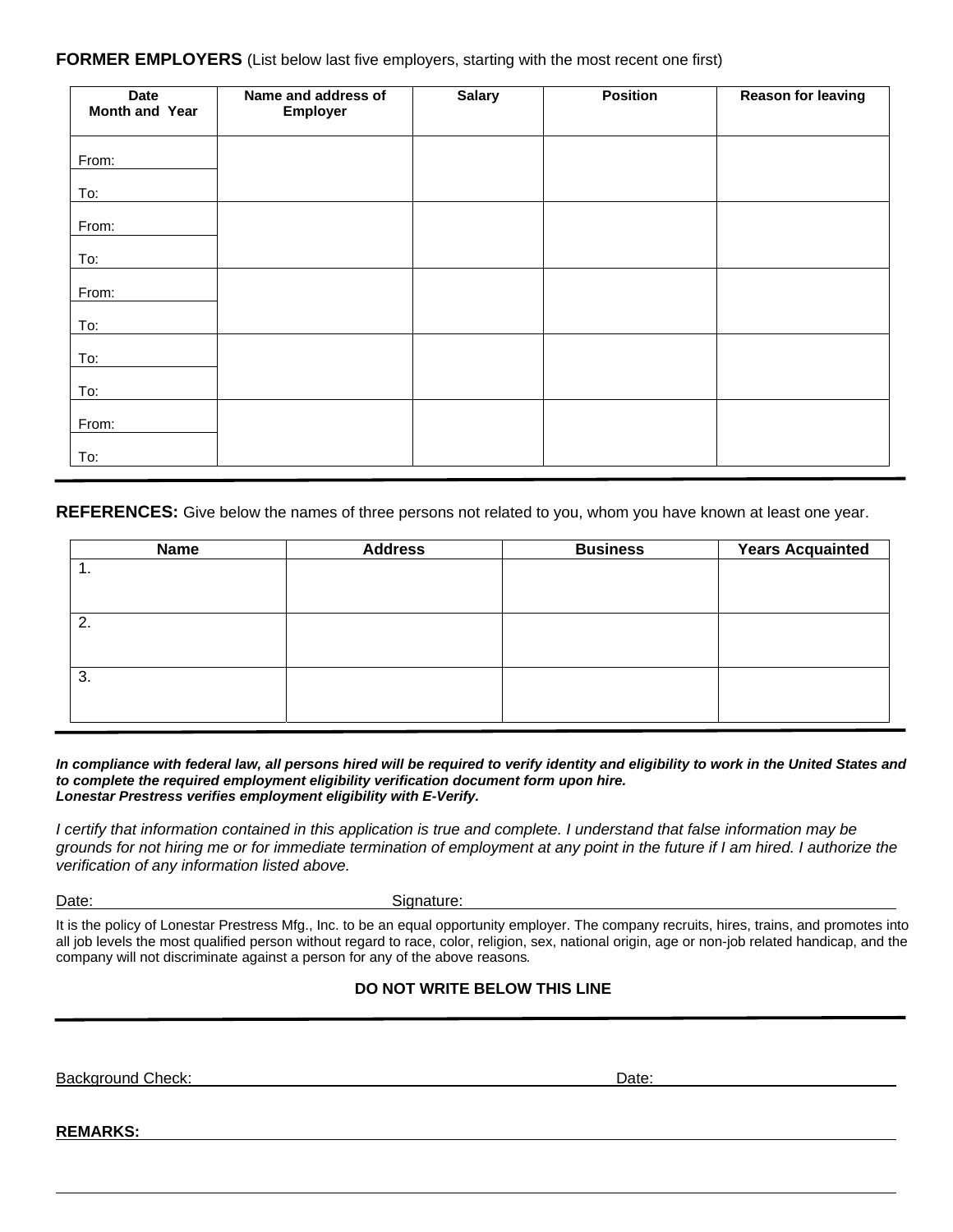**FORMER EMPLOYERS** (List below last five employers, starting with the most recent one first)

| Date Month and Year | Name and address of Employer | Salary | Position | Reason for leaving |
|---|---|---|---|---|
| From: | | | | |
| To: | | | | |
| From: | | | | |
| To: | | | | |
| From: | | | | |
| To: | | | | |
| To: | | | | |
| To: | | | | |
| From: | | | | |
| To: | | | | |

**REFERENCES:** Give below the names of three persons not related to you, whom you have known at least one year.

| Name | Address | Business | Years Acquainted |
|---|---|---|---|
| 1. | | | |
| 2. | | | |
| 3. | | | |

***In compliance with federal law, all persons hired will be required to verify identity and eligibility to work in the United States and to complete the required employment eligibility verification document form upon hire.***
***Lonestar Prestress verifies employment eligibility with E-Verify.***

*I certify that information contained in this application is true and complete. I understand that false information may be grounds for not hiring me or for immediate termination of employment at any point in the future if I am hired. I authorize the verification of any information listed above.*

Date: ______________________ Signature: ______________________________________________

It is the policy of Lonestar Prestress Mfg., Inc. to be an equal opportunity employer. The company recruits, hires, trains, and promotes into all job levels the most qualified person without regard to race, color, religion, sex, national origin, age or non-job related handicap, and the company will not discriminate against a person for any of the above reasons.

**DO NOT WRITE BELOW THIS LINE**

Background Check: ____________________________________ Date: ______________________

**REMARKS:** ________________________________________________________________________